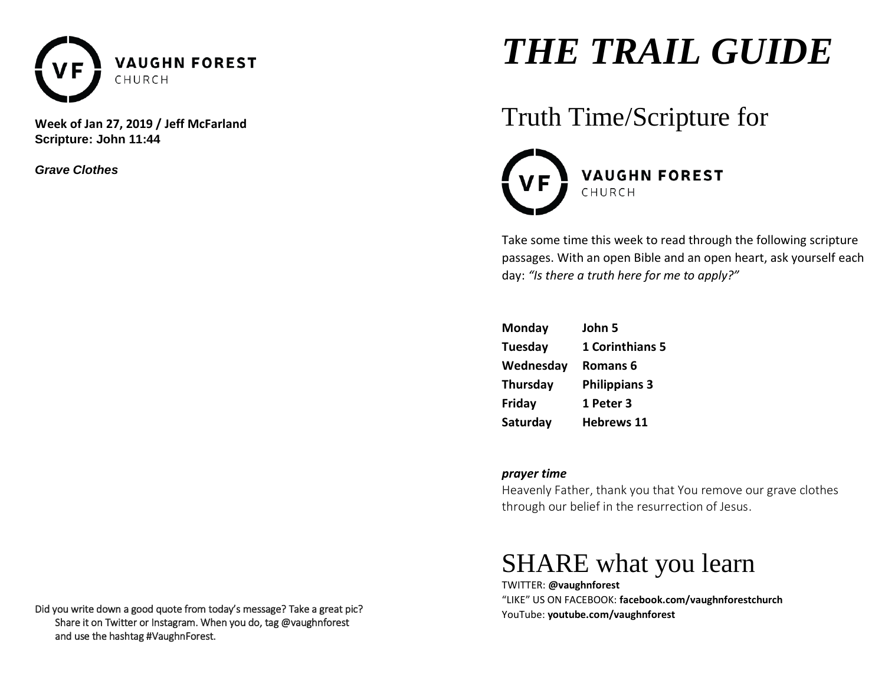**VAUGHN FOREST**
CHURCH

**Week of Jan 27, 2019 / Jeff McFarland**
**Scripture: John 11:44**

***Grave Clothes***

Did you write down a good quote from today's message? Take a great pic? Share it on Twitter or Instagram. When you do, tag @vaughnforest and use the hashtag #VaughnForest.

# *THE TRAIL GUIDE*

## Truth Time/Scripture for

**VAUGHN FOREST**
CHURCH

Take some time this week to read through the following scripture passages. With an open Bible and an open heart, ask yourself each day: *"Is there a truth here for me to apply?"*

| | |
|---|---|
| **Monday** | **John 5** |
| **Tuesday** | **1 Corinthians 5** |
| **Wednesday** | **Romans 6** |
| **Thursday** | **Philippians 3** |
| **Friday** | **1 Peter 3** |
| **Saturday** | **Hebrews 11** |

***prayer time***

Heavenly Father, thank you that You remove our grave clothes through our belief in the resurrection of Jesus.

## SHARE what you learn

TWITTER: **@vaughnforest**
"LIKE" US ON FACEBOOK: **facebook.com/vaughnforestchurch**
YouTube: **youtube.com/vaughnforest**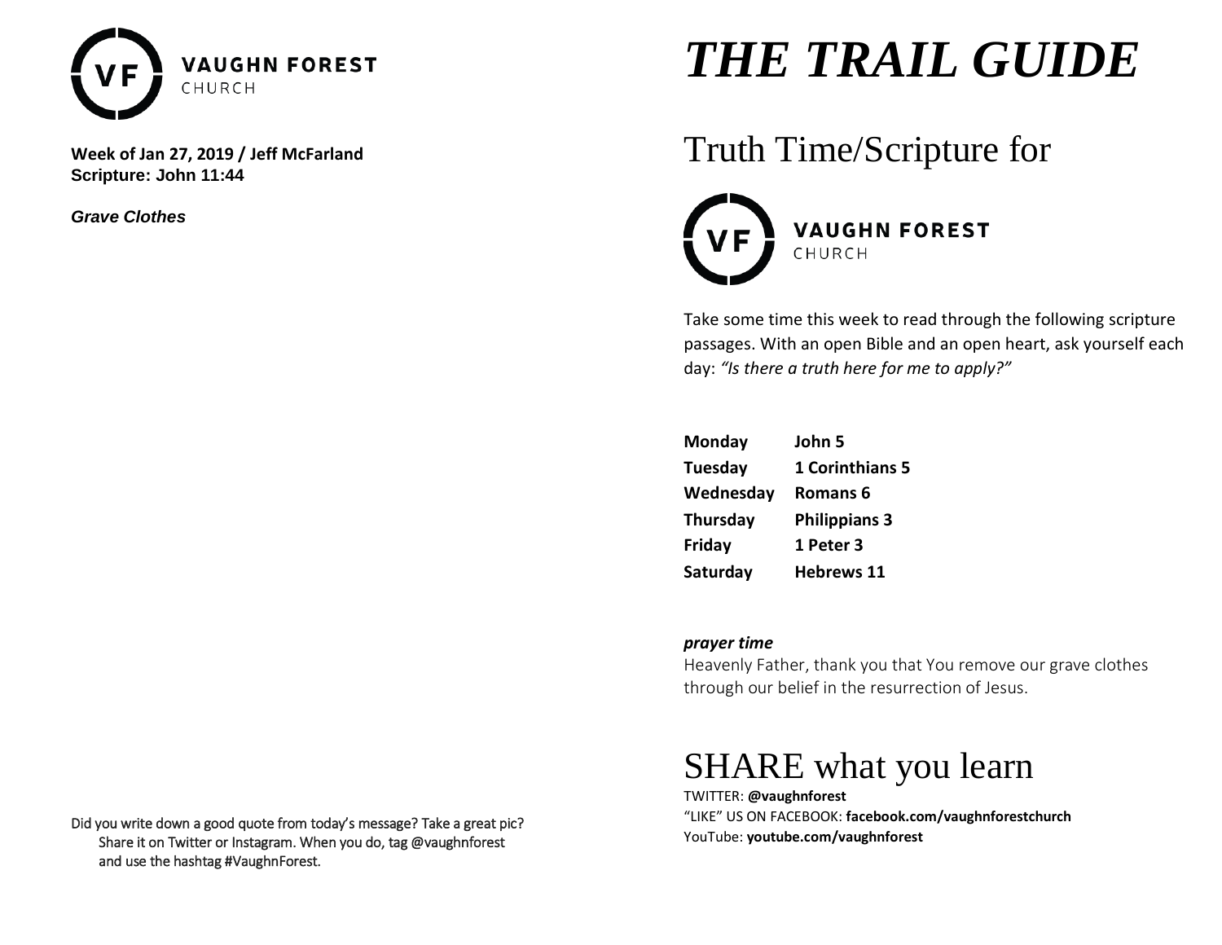VAUGHN FOREST
CHURCH

**Week of Jan 27, 2019 / Jeff McFarland**
**Scripture: John 11:44**

***Grave Clothes***

Did you write down a good quote from today's message? Take a great pic? Share it on Twitter or Instagram. When you do, tag @vaughnforest and use the hashtag #VaughnForest.

# *THE TRAIL GUIDE*

## Truth Time/Scripture for

VAUGHN FOREST
CHURCH

Take some time this week to read through the following scripture passages. With an open Bible and an open heart, ask yourself each day: *"Is there a truth here for me to apply?"*

| | |
|---|---|
| **Monday** | **John 5** |
| **Tuesday** | **1 Corinthians 5** |
| **Wednesday** | **Romans 6** |
| **Thursday** | **Philippians 3** |
| **Friday** | **1 Peter 3** |
| **Saturday** | **Hebrews 11** |

***prayer time***

Heavenly Father, thank you that You remove our grave clothes through our belief in the resurrection of Jesus.

## SHARE what you learn

TWITTER: **@vaughnforest**
"LIKE" US ON FACEBOOK: **facebook.com/vaughnforestchurch**
YouTube: **youtube.com/vaughnforest**